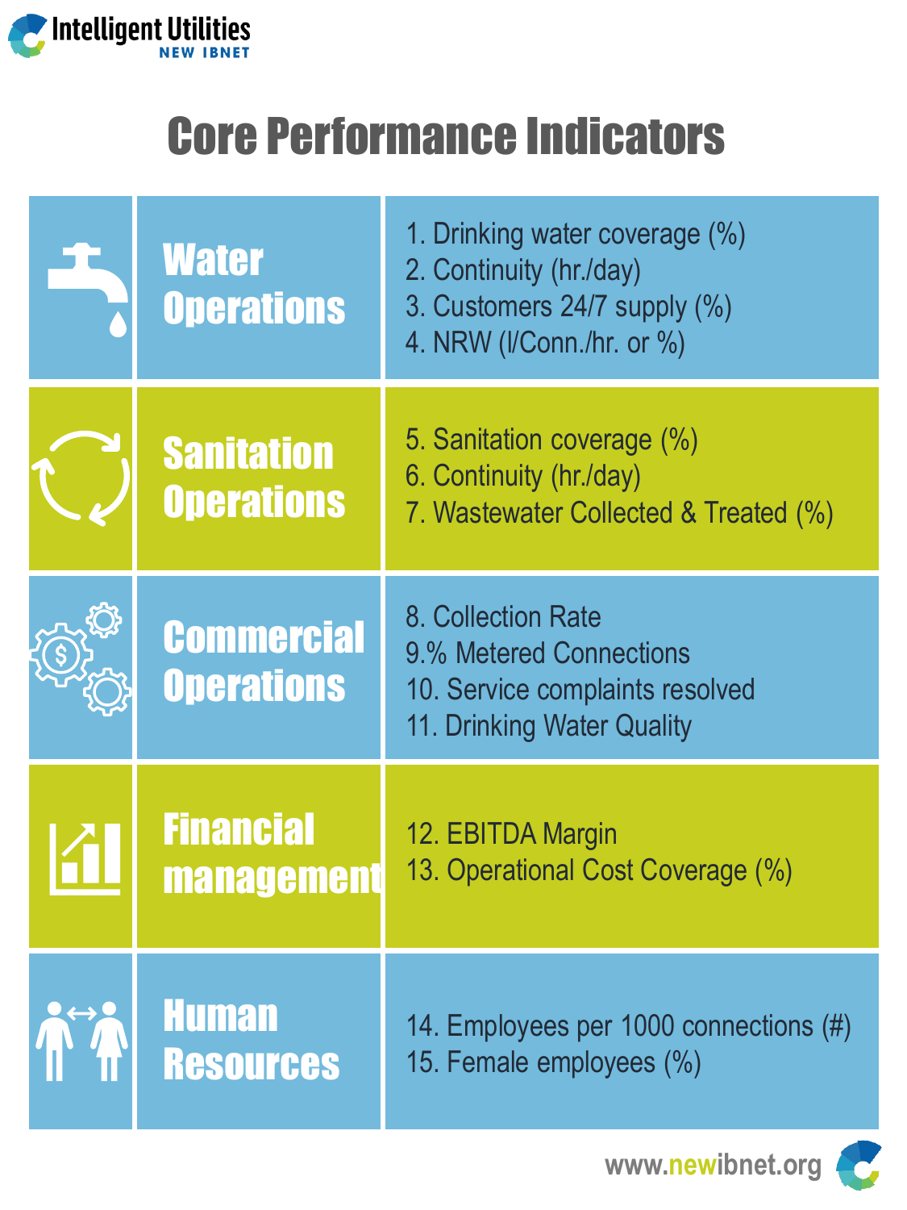Intelligent Utilities
NEW IBNET

# Core Performance Indicators

| Category | Indicators |
| --- | --- |
| Water Operations | 1. Drinking water coverage (%)<br>2. Continuity (hr./day)<br>3. Customers 24/7 supply (%)<br>4. NRW (l/Conn./hr. or %) |
| Sanitation Operations | 5. Sanitation coverage (%)<br>6. Continuity (hr./day)<br>7. Wastewater Collected & Treated (%) |
| Commercial Operations | 8. Collection Rate<br>9.% Metered Connections<br>10. Service complaints resolved<br>11. Drinking Water Quality |
| Financial management | 12. EBITDA Margin<br>13. Operational Cost Coverage (%) |
| Human Resources | 14. Employees per 1000 connections (#)<br>15. Female employees (%) |

www.newibnet.org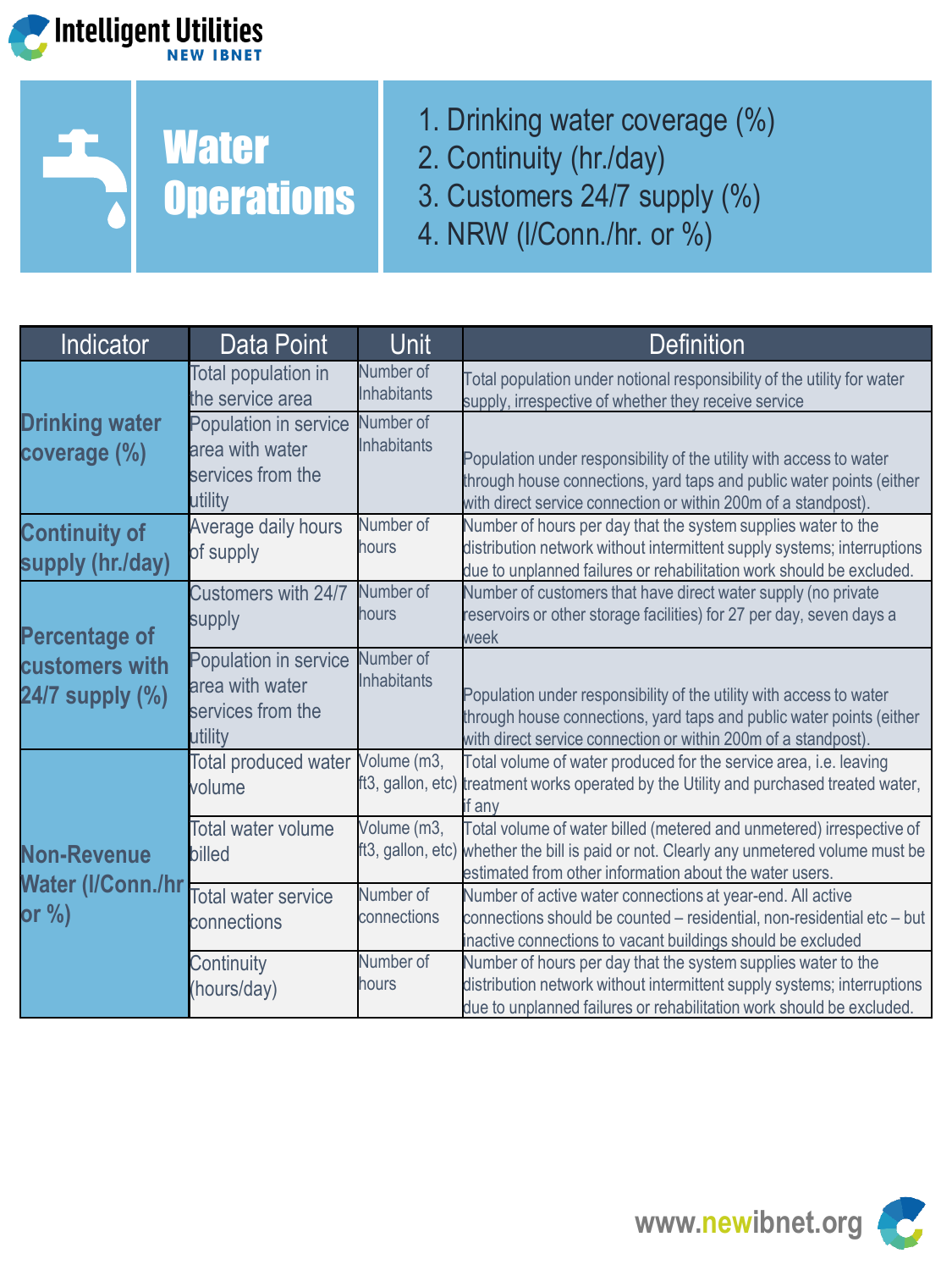# Water Operations

1. Drinking water coverage (%)
2. Continuity (hr./day)
3. Customers 24/7 supply (%)
4. NRW (l/Conn./hr. or %)

| Indicator | Data Point | Unit | Definition |
|---|---|---|---|
| **Drinking water coverage (%)** | Total population in the service area | Number of Inhabitants | Total population under notional responsibility of the utility for water supply, irrespective of whether they receive service |
| | Population in service area with water services from the utility | Number of Inhabitants | Population under responsibility of the utility with access to water through house connections, yard taps and public water points (either with direct service connection or within 200m of a standpost). |
| **Continuity of supply (hr./day)** | Average daily hours of supply | Number of hours | Number of hours per day that the system supplies water to the distribution network without intermittent supply systems; interruptions due to unplanned failures or rehabilitation work should be excluded. |
| **Percentage of customers with 24/7 supply (%)** | Customers with 24/7 supply | Number of hours | Number of customers that have direct water supply (no private reservoirs or other storage facilities) for 27 per day, seven days a week |
| | Population in service area with water services from the utility | Number of Inhabitants | Population under responsibility of the utility with access to water through house connections, yard taps and public water points (either with direct service connection or within 200m of a standpost). |
| **Non-Revenue Water (l/Conn./hr or %)** | Total produced water volume | Volume (m3, ft3, gallon, etc) | Total volume of water produced for the service area, i.e. leaving treatment works operated by the Utility and purchased treated water, if any |
| | Total water volume billed | Volume (m3, ft3, gallon, etc) | Total volume of water billed (metered and unmetered) irrespective of whether the bill is paid or not. Clearly any unmetered volume must be estimated from other information about the water users. |
| | Total water service connections | Number of connections | Number of active water connections at year-end. All active connections should be counted – residential, non-residential etc – but inactive connections to vacant buildings should be excluded |
| | Continuity (hours/day) | Number of hours | Number of hours per day that the system supplies water to the distribution network without intermittent supply systems; interruptions due to unplanned failures or rehabilitation work should be excluded. |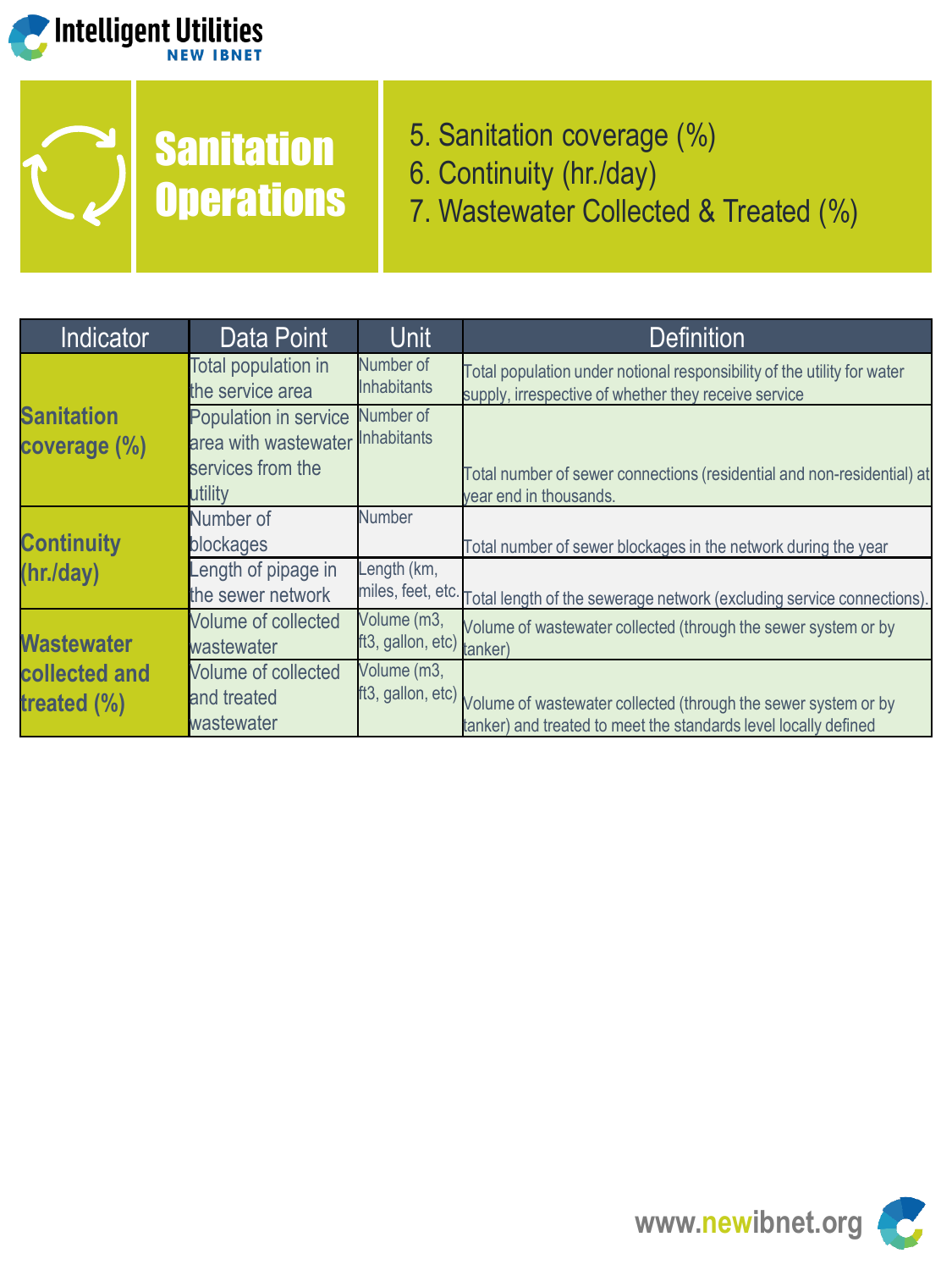# Sanitation Operations

5. Sanitation coverage (%)
6. Continuity (hr./day)
7. Wastewater Collected & Treated (%)

| Indicator | Data Point | Unit | Definition |
|---|---|---|---|
| **Sanitation coverage (%)** | Total population in the service area | Number of Inhabitants | Total population under notional responsibility of the utility for water supply, irrespective of whether they receive service |
| | Population in service area with wastewater services from the utility | Number of Inhabitants | Total number of sewer connections (residential and non-residential) at year end in thousands. |
| **Continuity (hr./day)** | Number of blockages | Number | Total number of sewer blockages in the network during the year |
| | Length of pipage in the sewer network | Length (km, miles, feet, etc. | Total length of the sewerage network (excluding service connections). |
| **Wastewater collected and treated (%)** | Volume of collected wastewater | Volume (m3, ft3, gallon, etc) | Volume of wastewater collected (through the sewer system or by tanker) |
| | Volume of collected and treated wastewater | Volume (m3, ft3, gallon, etc) | Volume of wastewater collected (through the sewer system or by tanker) and treated to meet the standards level locally defined |

www.newibnet.org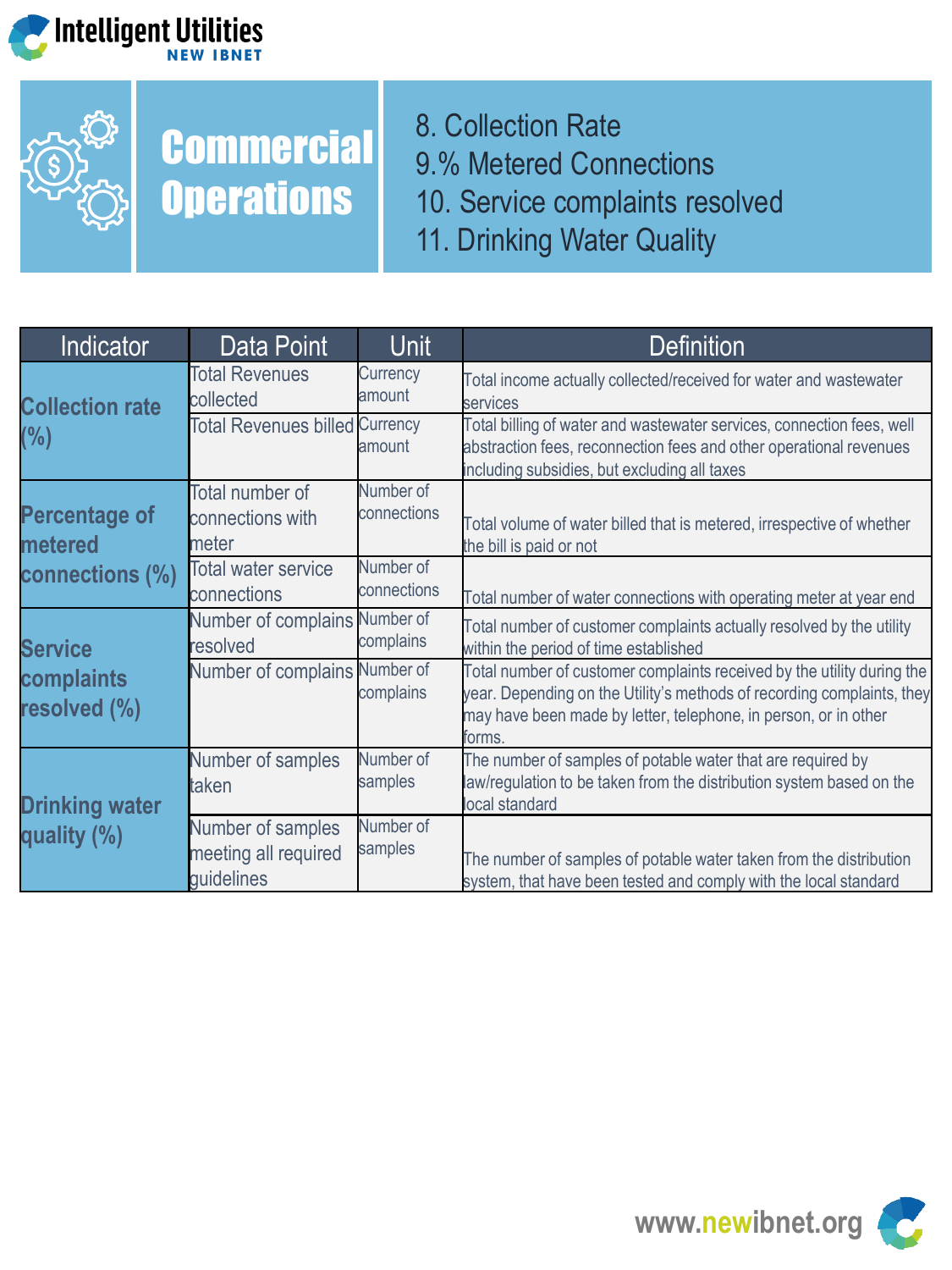# Commercial Operations

8. Collection Rate
9. % Metered Connections
10. Service complaints resolved
11. Drinking Water Quality

| Indicator | Data Point | Unit | Definition |
|---|---|---|---|
| Collection rate (%) | Total Revenues collected | Currency amount | Total income actually collected/received for water and wastewater services |
| | Total Revenues billed | Currency amount | Total billing of water and wastewater services, connection fees, well abstraction fees, reconnection fees and other operational revenues including subsidies, but excluding all taxes |
| Percentage of metered connections (%) | Total number of connections with meter | Number of connections | Total volume of water billed that is metered, irrespective of whether the bill is paid or not |
| | Total water service connections | Number of connections | Total number of water connections with operating meter at year end |
| Service complaints resolved (%) | Number of complains resolved | Number of complains | Total number of customer complaints actually resolved by the utility within the period of time established |
| | Number of complains | Number of complains | Total number of customer complaints received by the utility during the year. Depending on the Utility's methods of recording complaints, they may have been made by letter, telephone, in person, or in other forms. |
| Drinking water quality (%) | Number of samples taken | Number of samples | The number of samples of potable water that are required by law/regulation to be taken from the distribution system based on the local standard |
| | Number of samples meeting all required guidelines | Number of samples | The number of samples of potable water taken from the distribution system, that have been tested and comply with the local standard |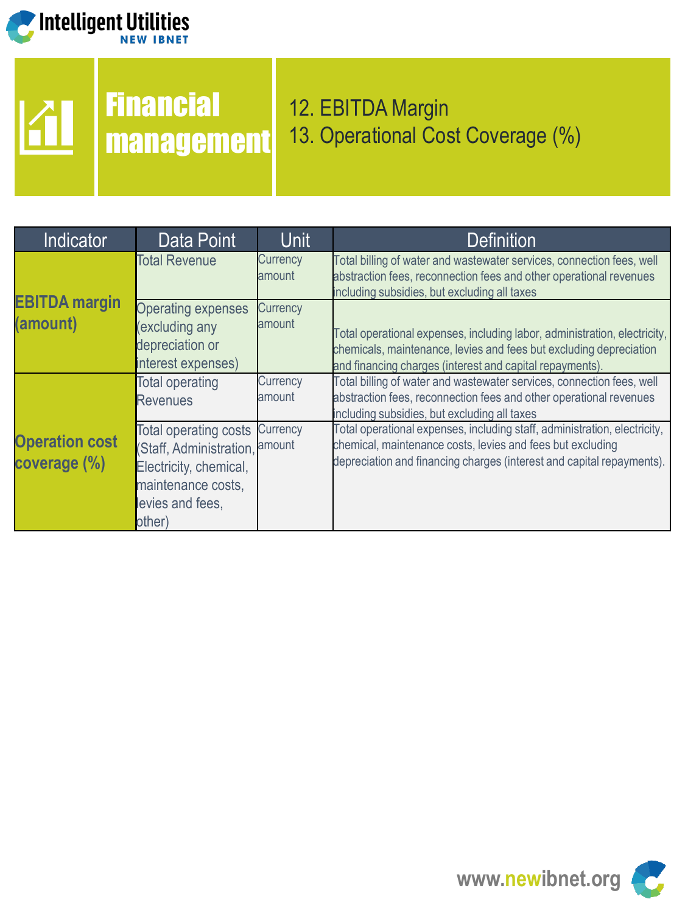# Financial management

12. EBITDA Margin
13. Operational Cost Coverage (%)

| Indicator | Data Point | Unit | Definition |
|---|---|---|---|
| **EBITDA margin (amount)** | Total Revenue | Currency amount | Total billing of water and wastewater services, connection fees, well abstraction fees, reconnection fees and other operational revenues including subsidies, but excluding all taxes |
| | Operating expenses (excluding any depreciation or interest expenses) | Currency amount | Total operational expenses, including labor, administration, electricity, chemicals, maintenance, levies and fees but excluding depreciation and financing charges (interest and capital repayments). |
| **Operation cost coverage (%)** | Total operating Revenues | Currency amount | Total billing of water and wastewater services, connection fees, well abstraction fees, reconnection fees and other operational revenues including subsidies, but excluding all taxes |
| | Total operating costs (Staff, Administration, Electricity, chemical, maintenance costs, levies and fees, other) | Currency amount | Total operational expenses, including staff, administration, electricity, chemical, maintenance costs, levies and fees but excluding depreciation and financing charges (interest and capital repayments). |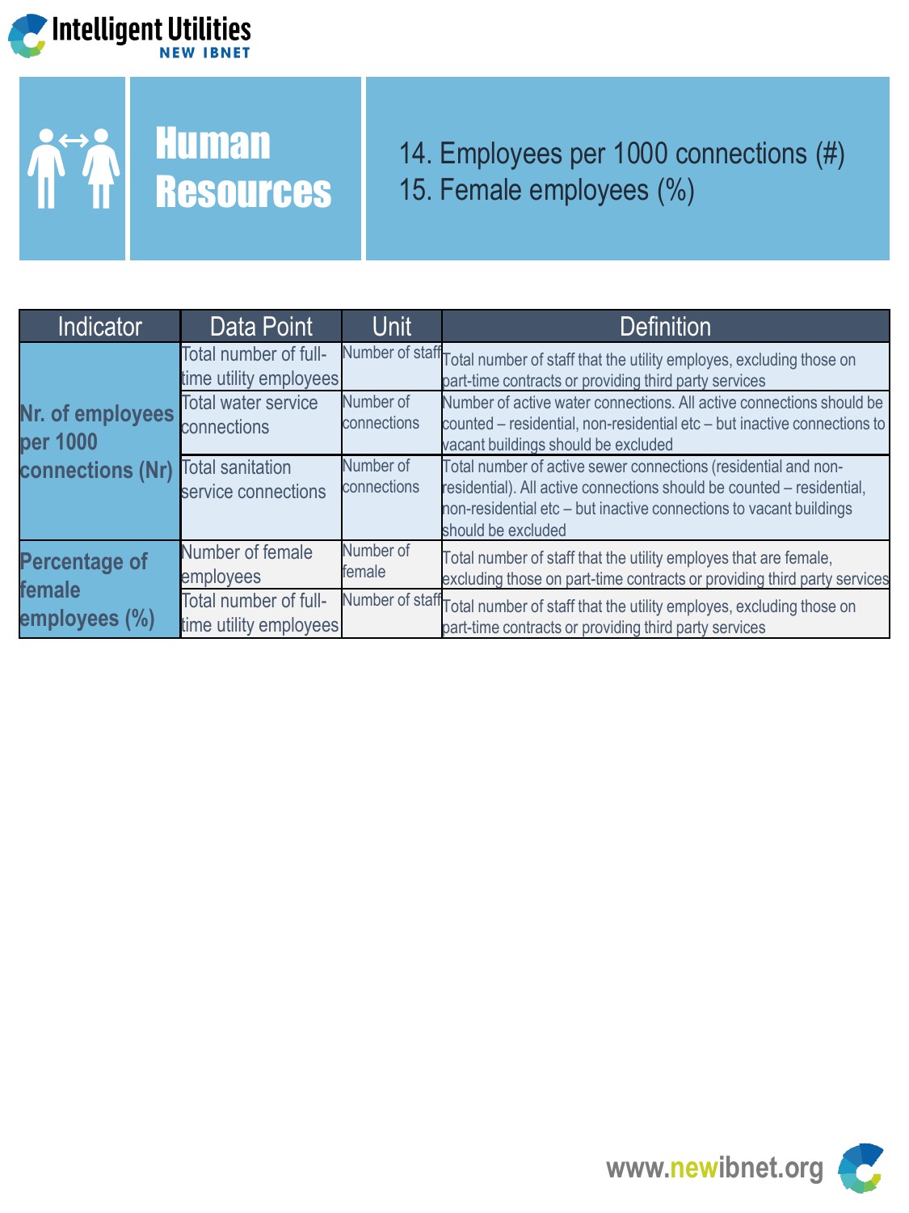# Human Resources

14. Employees per 1000 connections (#)
15. Female employees (%)

| Indicator | Data Point | Unit | Definition |
|---|---|---|---|
| **Nr. of employees per 1000 connections (Nr)** | Total number of full-time utility employees | Number of staff | Total number of staff that the utility employes, excluding those on part-time contracts or providing third party services |
| | Total water service connections | Number of connections | Number of active water connections. All active connections should be counted – residential, non-residential etc – but inactive connections to vacant buildings should be excluded |
| | Total sanitation service connections | Number of connections | Total number of active sewer connections (residential and non-residential). All active connections should be counted – residential, non-residential etc – but inactive connections to vacant buildings should be excluded |
| **Percentage of female employees (%)** | Number of female employees | Number of female | Total number of staff that the utility employes that are female, excluding those on part-time contracts or providing third party services |
| | Total number of full-time utility employees | Number of staff | Total number of staff that the utility employes, excluding those on part-time contracts or providing third party services |